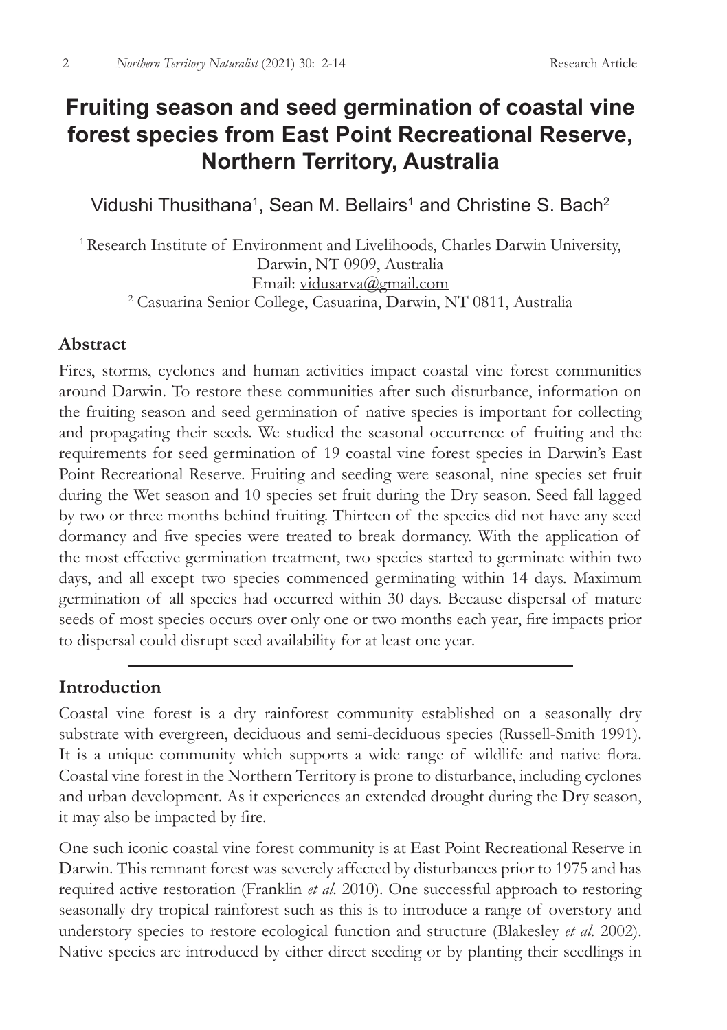# Fruiting season and seed germination of coastal vine forest species from East Point Recreational Reserve, Northern Territory, Australia

Vidushi Thusithana[1], Sean M. Bellairs[1] and Christine S. Bach[2]

[1] Research Institute of Environment and Livelihoods, Charles Darwin University, Darwin, NT 0909, Australia
Email: vidusarva@gmail.com
[2] Casuarina Senior College, Casuarina, Darwin, NT 0811, Australia

## Abstract

Fires, storms, cyclones and human activities impact coastal vine forest communities around Darwin. To restore these communities after such disturbance, information on the fruiting season and seed germination of native species is important for collecting and propagating their seeds. We studied the seasonal occurrence of fruiting and the requirements for seed germination of 19 coastal vine forest species in Darwin's East Point Recreational Reserve. Fruiting and seeding were seasonal, nine species set fruit during the Wet season and 10 species set fruit during the Dry season. Seed fall lagged by two or three months behind fruiting. Thirteen of the species did not have any seed dormancy and five species were treated to break dormancy. With the application of the most effective germination treatment, two species started to germinate within two days, and all except two species commenced germinating within 14 days. Maximum germination of all species had occurred within 30 days. Because dispersal of mature seeds of most species occurs over only one or two months each year, fire impacts prior to dispersal could disrupt seed availability for at least one year.

## Introduction

Coastal vine forest is a dry rainforest community established on a seasonally dry substrate with evergreen, deciduous and semi-deciduous species (Russell-Smith 1991). It is a unique community which supports a wide range of wildlife and native flora. Coastal vine forest in the Northern Territory is prone to disturbance, including cyclones and urban development. As it experiences an extended drought during the Dry season, it may also be impacted by fire.

One such iconic coastal vine forest community is at East Point Recreational Reserve in Darwin. This remnant forest was severely affected by disturbances prior to 1975 and has required active restoration (Franklin *et al.* 2010). One successful approach to restoring seasonally dry tropical rainforest such as this is to introduce a range of overstory and understory species to restore ecological function and structure (Blakesley *et al.* 2002). Native species are introduced by either direct seeding or by planting their seedlings in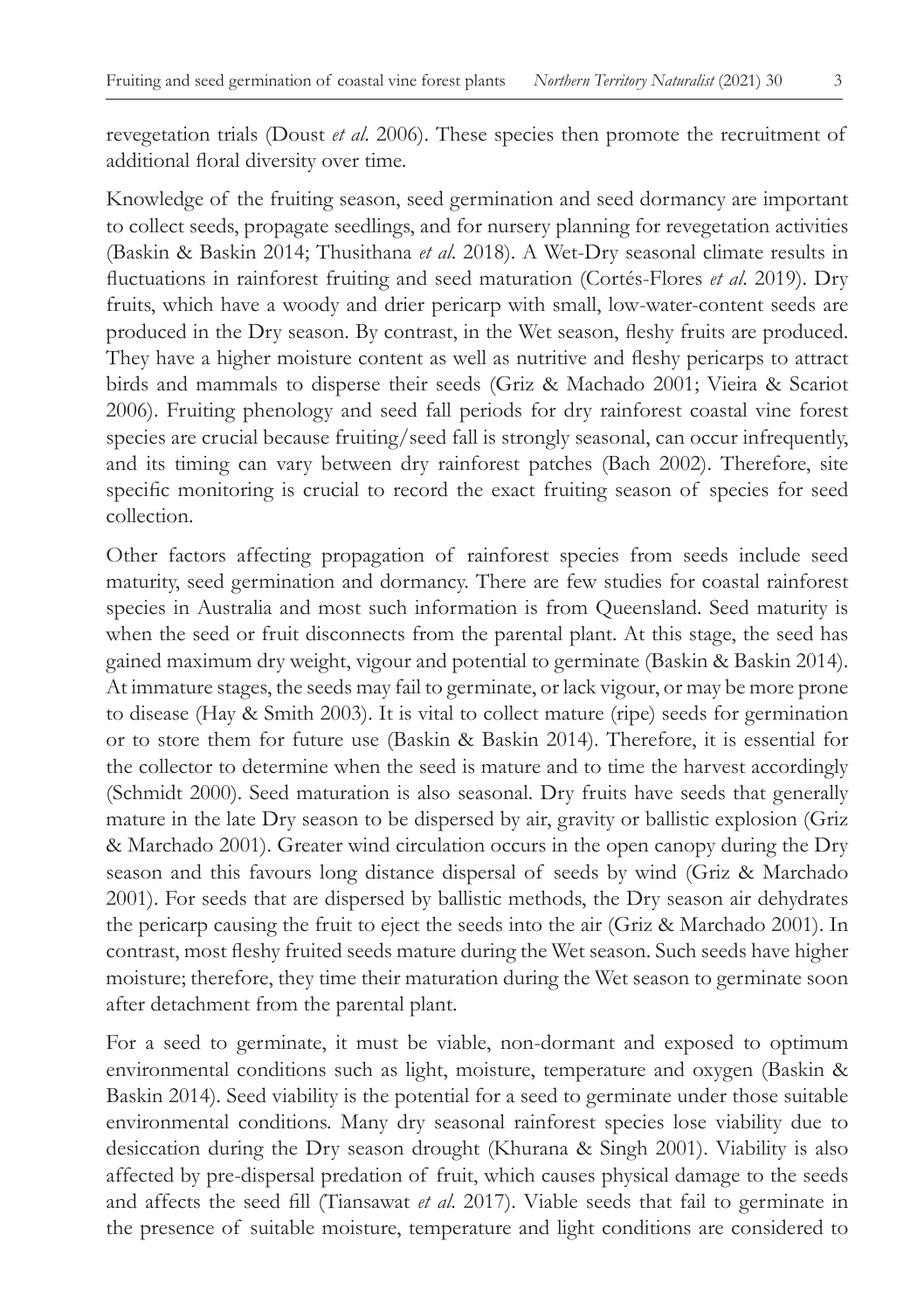revegetation trials (Doust *et al.* 2006). These species then promote the recruitment of additional floral diversity over time.

Knowledge of the fruiting season, seed germination and seed dormancy are important to collect seeds, propagate seedlings, and for nursery planning for revegetation activities (Baskin & Baskin 2014; Thusithana *et al.* 2018). A Wet-Dry seasonal climate results in fluctuations in rainforest fruiting and seed maturation (Cortés-Flores *et al.* 2019). Dry fruits, which have a woody and drier pericarp with small, low-water-content seeds are produced in the Dry season. By contrast, in the Wet season, fleshy fruits are produced. They have a higher moisture content as well as nutritive and fleshy pericarps to attract birds and mammals to disperse their seeds (Griz & Machado 2001; Vieira & Scariot 2006). Fruiting phenology and seed fall periods for dry rainforest coastal vine forest species are crucial because fruiting/seed fall is strongly seasonal, can occur infrequently, and its timing can vary between dry rainforest patches (Bach 2002). Therefore, site specific monitoring is crucial to record the exact fruiting season of species for seed collection.

Other factors affecting propagation of rainforest species from seeds include seed maturity, seed germination and dormancy. There are few studies for coastal rainforest species in Australia and most such information is from Queensland. Seed maturity is when the seed or fruit disconnects from the parental plant. At this stage, the seed has gained maximum dry weight, vigour and potential to germinate (Baskin & Baskin 2014). At immature stages, the seeds may fail to germinate, or lack vigour, or may be more prone to disease (Hay & Smith 2003). It is vital to collect mature (ripe) seeds for germination or to store them for future use (Baskin & Baskin 2014). Therefore, it is essential for the collector to determine when the seed is mature and to time the harvest accordingly (Schmidt 2000). Seed maturation is also seasonal. Dry fruits have seeds that generally mature in the late Dry season to be dispersed by air, gravity or ballistic explosion (Griz & Marchado 2001). Greater wind circulation occurs in the open canopy during the Dry season and this favours long distance dispersal of seeds by wind (Griz & Marchado 2001). For seeds that are dispersed by ballistic methods, the Dry season air dehydrates the pericarp causing the fruit to eject the seeds into the air (Griz & Marchado 2001). In contrast, most fleshy fruited seeds mature during the Wet season. Such seeds have higher moisture; therefore, they time their maturation during the Wet season to germinate soon after detachment from the parental plant.

For a seed to germinate, it must be viable, non-dormant and exposed to optimum environmental conditions such as light, moisture, temperature and oxygen (Baskin & Baskin 2014). Seed viability is the potential for a seed to germinate under those suitable environmental conditions. Many dry seasonal rainforest species lose viability due to desiccation during the Dry season drought (Khurana & Singh 2001). Viability is also affected by pre-dispersal predation of fruit, which causes physical damage to the seeds and affects the seed fill (Tiansawat *et al.* 2017). Viable seeds that fail to germinate in the presence of suitable moisture, temperature and light conditions are considered to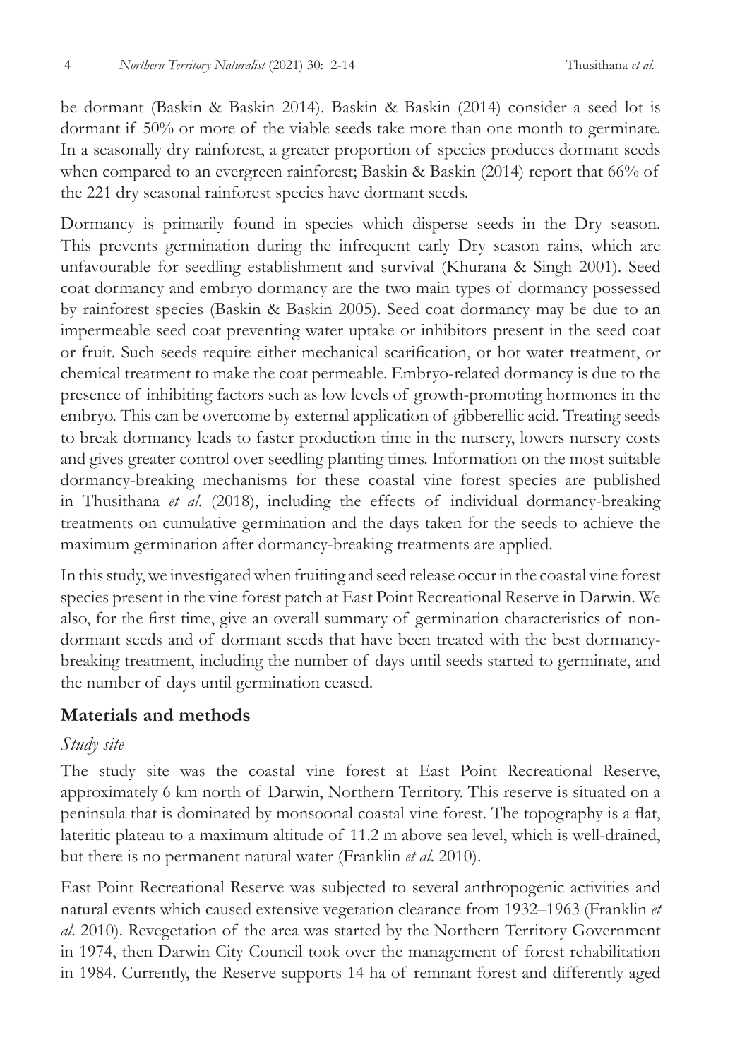be dormant (Baskin & Baskin 2014). Baskin & Baskin (2014) consider a seed lot is dormant if 50% or more of the viable seeds take more than one month to germinate. In a seasonally dry rainforest, a greater proportion of species produces dormant seeds when compared to an evergreen rainforest; Baskin & Baskin (2014) report that 66% of the 221 dry seasonal rainforest species have dormant seeds.

Dormancy is primarily found in species which disperse seeds in the Dry season. This prevents germination during the infrequent early Dry season rains, which are unfavourable for seedling establishment and survival (Khurana & Singh 2001). Seed coat dormancy and embryo dormancy are the two main types of dormancy possessed by rainforest species (Baskin & Baskin 2005). Seed coat dormancy may be due to an impermeable seed coat preventing water uptake or inhibitors present in the seed coat or fruit. Such seeds require either mechanical scarification, or hot water treatment, or chemical treatment to make the coat permeable. Embryo-related dormancy is due to the presence of inhibiting factors such as low levels of growth-promoting hormones in the embryo. This can be overcome by external application of gibberellic acid. Treating seeds to break dormancy leads to faster production time in the nursery, lowers nursery costs and gives greater control over seedling planting times. Information on the most suitable dormancy-breaking mechanisms for these coastal vine forest species are published in Thusithana *et al.* (2018), including the effects of individual dormancy-breaking treatments on cumulative germination and the days taken for the seeds to achieve the maximum germination after dormancy-breaking treatments are applied.

In this study, we investigated when fruiting and seed release occur in the coastal vine forest species present in the vine forest patch at East Point Recreational Reserve in Darwin. We also, for the first time, give an overall summary of germination characteristics of non-dormant seeds and of dormant seeds that have been treated with the best dormancy-breaking treatment, including the number of days until seeds started to germinate, and the number of days until germination ceased.

## Materials and methods

### *Study site*

The study site was the coastal vine forest at East Point Recreational Reserve, approximately 6 km north of Darwin, Northern Territory. This reserve is situated on a peninsula that is dominated by monsoonal coastal vine forest. The topography is a flat, lateritic plateau to a maximum altitude of 11.2 m above sea level, which is well-drained, but there is no permanent natural water (Franklin *et al.* 2010).

East Point Recreational Reserve was subjected to several anthropogenic activities and natural events which caused extensive vegetation clearance from 1932–1963 (Franklin *et al.* 2010). Revegetation of the area was started by the Northern Territory Government in 1974, then Darwin City Council took over the management of forest rehabilitation in 1984. Currently, the Reserve supports 14 ha of remnant forest and differently aged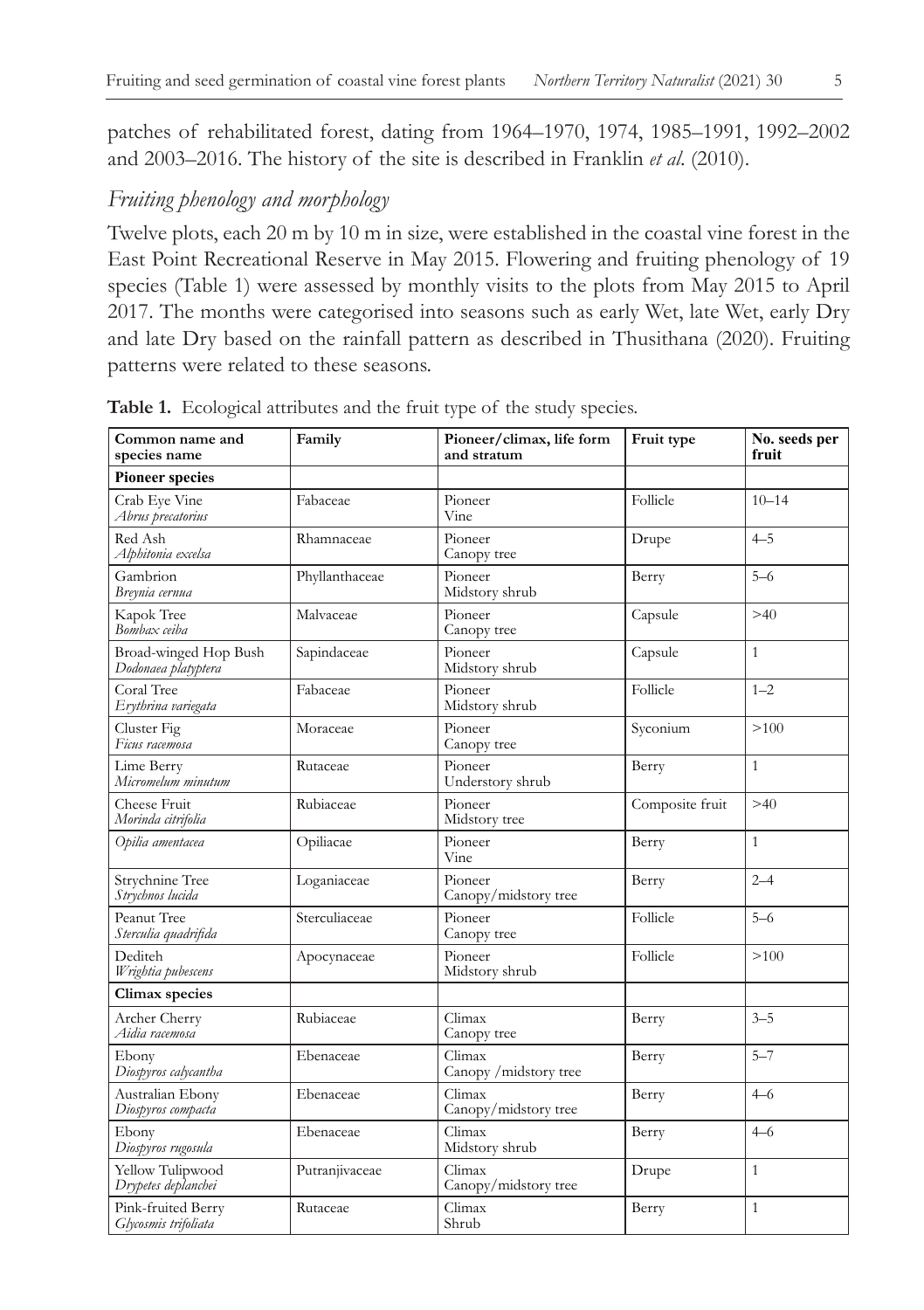patches of rehabilitated forest, dating from 1964–1970, 1974, 1985–1991, 1992–2002 and 2003–2016. The history of the site is described in Franklin *et al.* (2010).

### *Fruiting phenology and morphology*

Twelve plots, each 20 m by 10 m in size, were established in the coastal vine forest in the East Point Recreational Reserve in May 2015. Flowering and fruiting phenology of 19 species (Table 1) were assessed by monthly visits to the plots from May 2015 to April 2017. The months were categorised into seasons such as early Wet, late Wet, early Dry and late Dry based on the rainfall pattern as described in Thusithana (2020). Fruiting patterns were related to these seasons.

**Table 1.** Ecological attributes and the fruit type of the study species.

| Common name and species name | Family | Pioneer/climax, life form and stratum | Fruit type | No. seeds per fruit |
|---|---|---|---|---|
| **Pioneer species** | | | | |
| Crab Eye Vine *Abrus precatorius* | Fabaceae | Pioneer Vine | Follicle | 10–14 |
| Red Ash *Alphitonia excelsa* | Rhamnaceae | Pioneer Canopy tree | Drupe | 4–5 |
| Gambrion *Breynia cernua* | Phyllanthaceae | Pioneer Midstory shrub | Berry | 5–6 |
| Kapok Tree *Bombax ceiba* | Malvaceae | Pioneer Canopy tree | Capsule | >40 |
| Broad-winged Hop Bush *Dodonaea platyptera* | Sapindaceae | Pioneer Midstory shrub | Capsule | 1 |
| Coral Tree *Erythrina variegata* | Fabaceae | Pioneer Midstory shrub | Follicle | 1–2 |
| Cluster Fig *Ficus racemosa* | Moraceae | Pioneer Canopy tree | Syconium | >100 |
| Lime Berry *Micromelum minutum* | Rutaceae | Pioneer Understory shrub | Berry | 1 |
| Cheese Fruit *Morinda citrifolia* | Rubiaceae | Pioneer Midstory tree | Composite fruit | >40 |
| *Opilia amentacea* | Opiliacae | Pioneer Vine | Berry | 1 |
| Strychnine Tree *Strychnos lucida* | Loganiaceae | Pioneer Canopy/midstory tree | Berry | 2–4 |
| Peanut Tree *Sterculia quadrifida* | Sterculiaceae | Pioneer Canopy tree | Follicle | 5–6 |
| Dediteh *Wrightia pubescens* | Apocynaceae | Pioneer Midstory shrub | Follicle | >100 |
| **Climax species** | | | | |
| Archer Cherry *Aidia racemosa* | Rubiaceae | Climax Canopy tree | Berry | 3–5 |
| Ebony *Diospyros calycantha* | Ebenaceae | Climax Canopy /midstory tree | Berry | 5–7 |
| Australian Ebony *Diospyros compacta* | Ebenaceae | Climax Canopy/midstory tree | Berry | 4–6 |
| Ebony *Diospyros rugosula* | Ebenaceae | Climax Midstory shrub | Berry | 4–6 |
| Yellow Tulipwood *Drypetes deplanchei* | Putranjivaceae | Climax Canopy/midstory tree | Drupe | 1 |
| Pink-fruited Berry *Glycosmis trifoliata* | Rutaceae | Climax Shrub | Berry | 1 |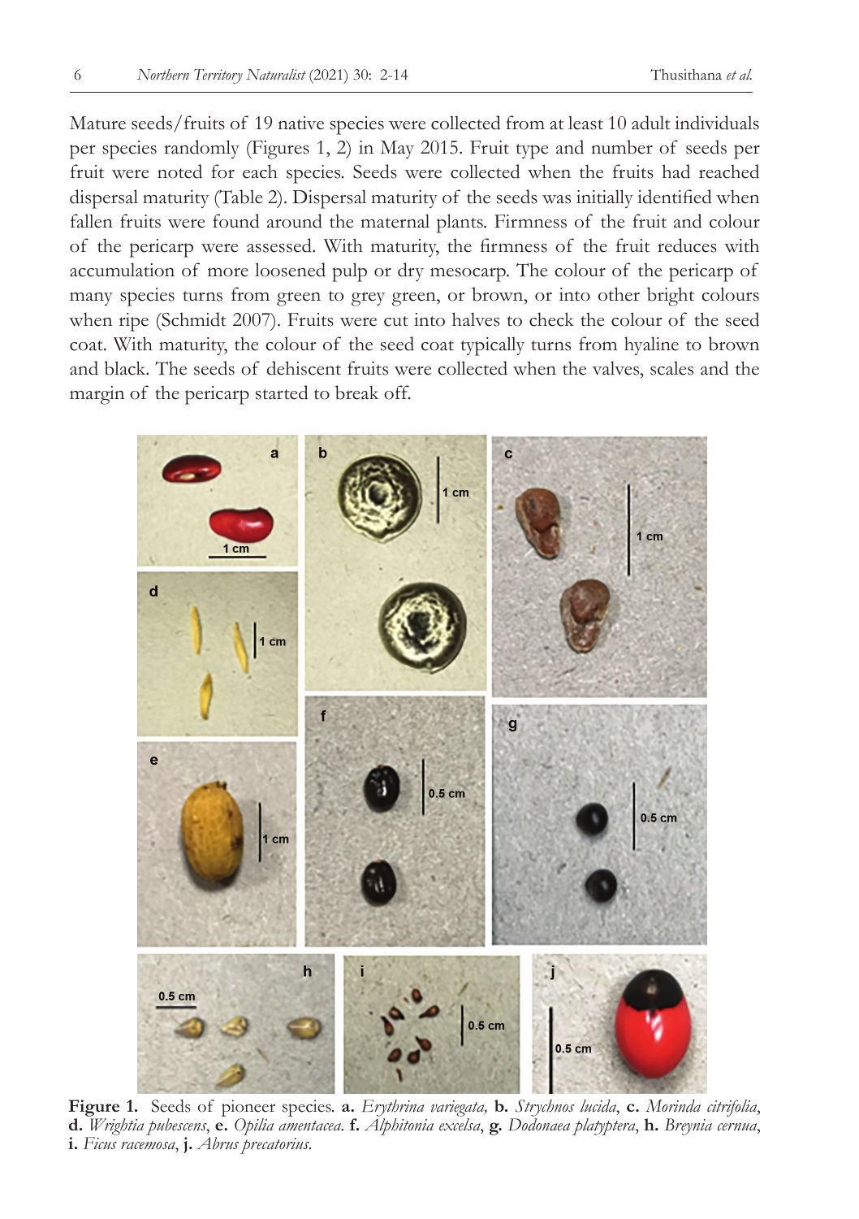Mature seeds/fruits of 19 native species were collected from at least 10 adult individuals per species randomly (Figures 1, 2) in May 2015. Fruit type and number of seeds per fruit were noted for each species. Seeds were collected when the fruits had reached dispersal maturity (Table 2). Dispersal maturity of the seeds was initially identified when fallen fruits were found around the maternal plants. Firmness of the fruit and colour of the pericarp were assessed. With maturity, the firmness of the fruit reduces with accumulation of more loosened pulp or dry mesocarp. The colour of the pericarp of many species turns from green to grey green, or brown, or into other bright colours when ripe (Schmidt 2007). Fruits were cut into halves to check the colour of the seed coat. With maturity, the colour of the seed coat typically turns from hyaline to brown and black. The seeds of dehiscent fruits were collected when the valves, scales and the margin of the pericarp started to break off.

**Figure 1.** Seeds of pioneer species. **a.** *Erythrina variegata*, **b.** *Strychnos lucida*, **c.** *Morinda citrifolia*, **d.** *Wrightia pubescens*, **e.** *Opilia amentacea*. **f.** *Alphitonia excelsa*, **g.** *Dodonaea platyptera*, **h.** *Breynia cernua*, **i.** *Ficus racemosa*, **j.** *Abrus precatorius*.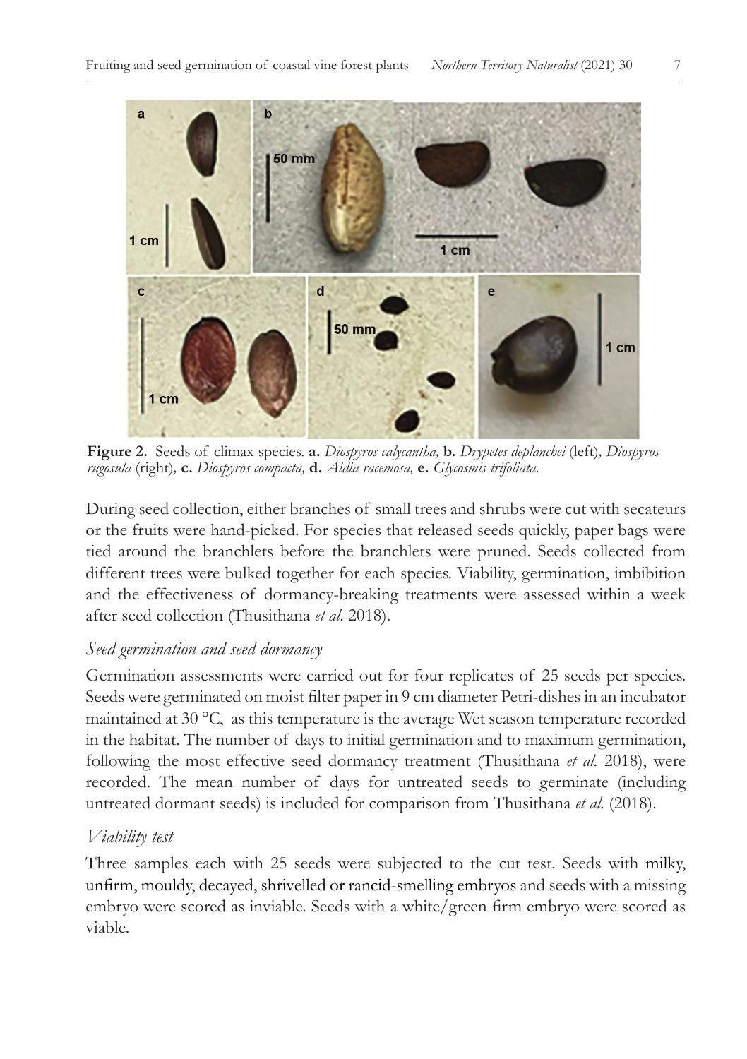**Figure 2.** Seeds of climax species. **a.** *Diospyros calycantha,* **b.** *Drypetes deplanchei* (left)*, Diospyros rugosula* (right)*,* **c.** *Diospyros compacta,* **d.** *Aidia racemosa,* **e.** *Glycosmis trifoliata.*

During seed collection, either branches of small trees and shrubs were cut with secateurs or the fruits were hand-picked. For species that released seeds quickly, paper bags were tied around the branchlets before the branchlets were pruned. Seeds collected from different trees were bulked together for each species. Viability, germination, imbibition and the effectiveness of dormancy-breaking treatments were assessed within a week after seed collection (Thusithana *et al*. 2018).

### *Seed germination and seed dormancy*

Germination assessments were carried out for four replicates of 25 seeds per species. Seeds were germinated on moist filter paper in 9 cm diameter Petri-dishes in an incubator maintained at 30 °C, as this temperature is the average Wet season temperature recorded in the habitat. The number of days to initial germination and to maximum germination, following the most effective seed dormancy treatment (Thusithana *et al.* 2018), were recorded. The mean number of days for untreated seeds to germinate (including untreated dormant seeds) is included for comparison from Thusithana *et al.* (2018).

### *Viability test*

Three samples each with 25 seeds were subjected to the cut test. Seeds with milky, unfirm, mouldy, decayed, shrivelled or rancid-smelling embryos and seeds with a missing embryo were scored as inviable. Seeds with a white/green firm embryo were scored as viable.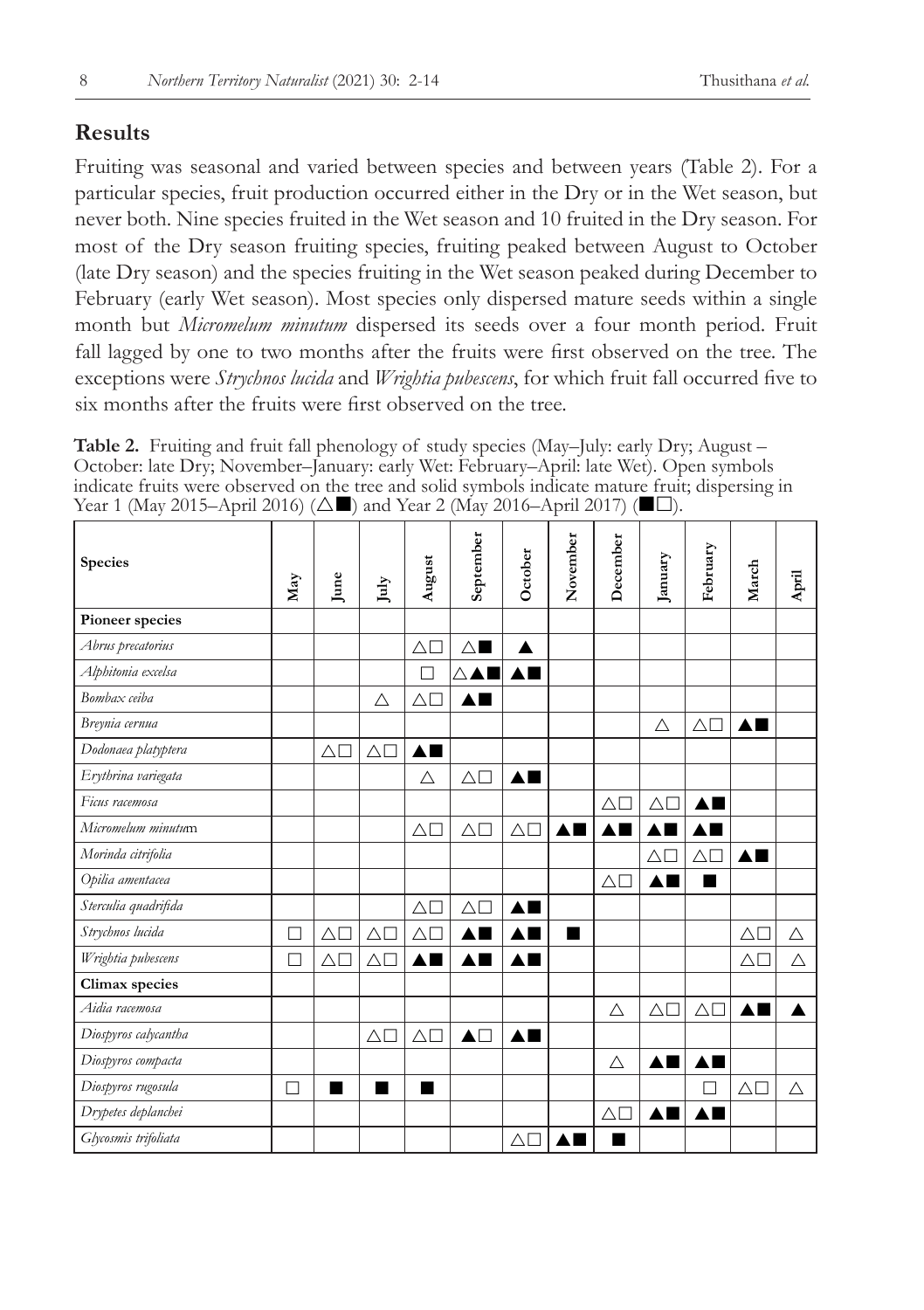## Results

Fruiting was seasonal and varied between species and between years (Table 2). For a particular species, fruit production occurred either in the Dry or in the Wet season, but never both. Nine species fruited in the Wet season and 10 fruited in the Dry season. For most of the Dry season fruiting species, fruiting peaked between August to October (late Dry season) and the species fruiting in the Wet season peaked during December to February (early Wet season). Most species only dispersed mature seeds within a single month but *Micromelum minutum* dispersed its seeds over a four month period. Fruit fall lagged by one to two months after the fruits were first observed on the tree. The exceptions were *Strychnos lucida* and *Wrightia pubescens*, for which fruit fall occurred five to six months after the fruits were first observed on the tree.

**Table 2.** Fruiting and fruit fall phenology of study species (May–July: early Dry; August – October: late Dry; November–January: early Wet: February–April: late Wet). Open symbols indicate fruits were observed on the tree and solid symbols indicate mature fruit; dispersing in Year 1 (May 2015–April 2016) (△■) and Year 2 (May 2016–April 2017) (■□).

| Species | May | June | July | August | September | October | November | December | January | February | March | April |
|---|---|---|---|---|---|---|---|---|---|---|---|---|
| **Pioneer species** | | | | | | | | | | | | |
| *Abrus precatorius* | | | | △□ | △■ | ▲ | | | | | | |
| *Alphitonia excelsa* | | | | □ | △▲■ | ▲■ | | | | | | |
| *Bombax ceiba* | | | △ | △□ | ▲■ | | | | | | | |
| *Breynia cernua* | | | | | | | | | △ | △□ | ▲■ | |
| *Dodonaea platyptera* | | △□ | △□ | ▲■ | | | | | | | | |
| *Erythrina variegata* | | | | △ | △□ | ▲■ | | | | | | |
| *Ficus racemosa* | | | | | | | | △□ | △□ | ▲■ | | |
| *Micromelum minutum* | | | | △□ | △□ | △□ | ▲■ | ▲■ | ▲■ | ▲■ | | |
| *Morinda citrifolia* | | | | | | | | | △□ | △□ | ▲■ | |
| *Opilia amentacea* | | | | | | | | △□ | ▲■ | ■ | | |
| *Sterculia quadrifida* | | | | △□ | △□ | ▲■ | | | | | | |
| *Strychnos lucida* | □ | △□ | △□ | △□ | ▲■ | ▲■ | ■ | | | | △□ | △ |
| *Wrightia pubescens* | □ | △□ | △□ | ▲■ | ▲■ | ▲■ | | | | | △□ | △ |
| **Climax species** | | | | | | | | | | | | |
| *Aidia racemosa* | | | | | | | | △ | △□ | △□ | ▲■ | ▲ |
| *Diospyros calycantha* | | | △□ | △□ | ▲□ | ▲■ | | | | | | |
| *Diospyros compacta* | | | | | | | | △ | ▲■ | ▲■ | | |
| *Diospyros rugosula* | □ | ■ | ■ | ■ | | | | | | □ | △□ | △ |
| *Drypetes deplanchei* | | | | | | | | △□ | ▲■ | ▲■ | | |
| *Glycosmis trifoliata* | | | | | | △□ | ▲■ | ■ | | | | |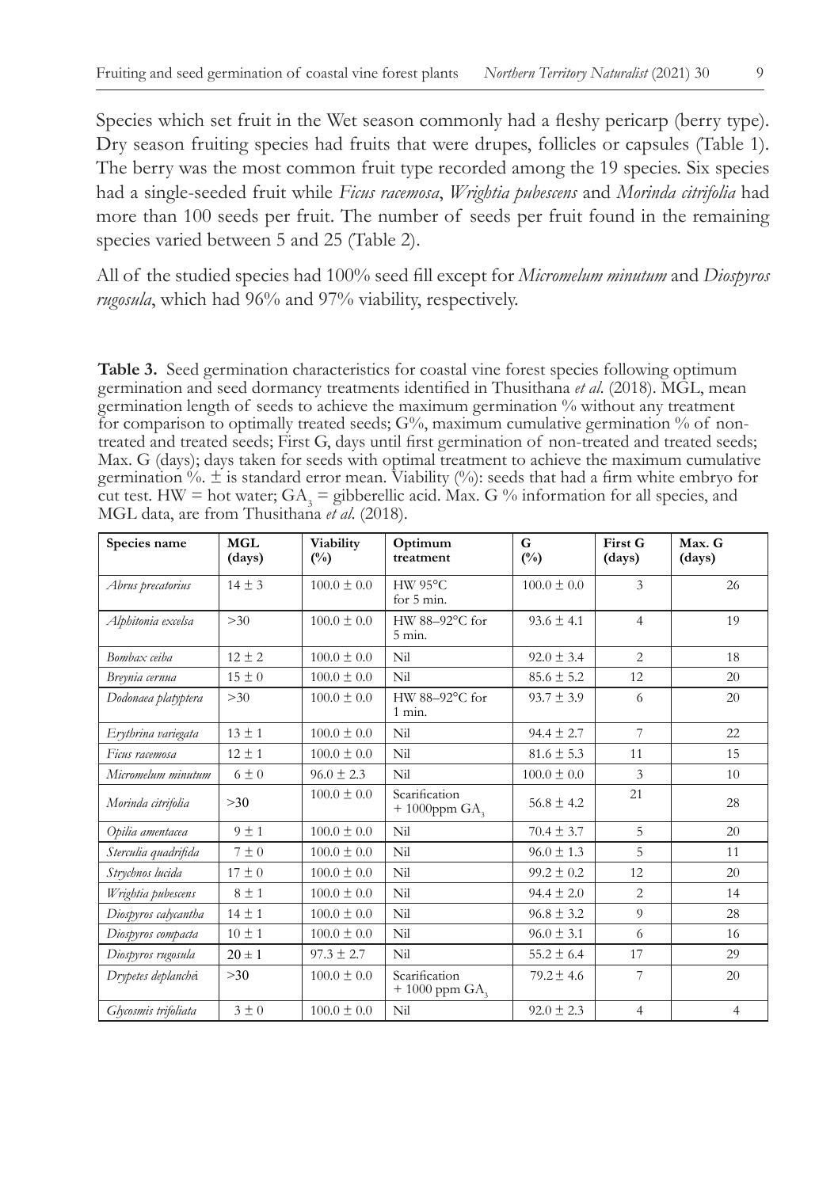Species which set fruit in the Wet season commonly had a fleshy pericarp (berry type). Dry season fruiting species had fruits that were drupes, follicles or capsules (Table 1). The berry was the most common fruit type recorded among the 19 species. Six species had a single-seeded fruit while *Ficus racemosa*, *Wrightia pubescens* and *Morinda citrifolia* had more than 100 seeds per fruit. The number of seeds per fruit found in the remaining species varied between 5 and 25 (Table 2).

All of the studied species had 100% seed fill except for *Micromelum minutum* and *Diospyros rugosula*, which had 96% and 97% viability, respectively.

**Table 3.** Seed germination characteristics for coastal vine forest species following optimum germination and seed dormancy treatments identified in Thusithana *et al.* (2018). MGL, mean germination length of seeds to achieve the maximum germination % without any treatment for comparison to optimally treated seeds; G%, maximum cumulative germination % of non-treated and treated seeds; First G, days until first germination of non-treated and treated seeds; Max. G (days); days taken for seeds with optimal treatment to achieve the maximum cumulative germination %. ± is standard error mean. Viability (%): seeds that had a firm white embryo for cut test. HW = hot water; $GA_3$ = gibberellic acid. Max. G % information for all species, and MGL data, are from Thusithana *et al.* (2018).

| Species name | MGL (days) | Viability (%) | Optimum treatment | G (%) | First G (days) | Max. G (days) |
|---|---|---|---|---|---|---|
| *Abrus precatorius* | 14 ± 3 | 100.0 ± 0.0 | HW 95°C for 5 min. | 100.0 ± 0.0 | 3 | 26 |
| *Alphitonia excelsa* | >30 | 100.0 ± 0.0 | HW 88–92°C for 5 min. | 93.6 ± 4.1 | 4 | 19 |
| *Bombax ceiba* | 12 ± 2 | 100.0 ± 0.0 | Nil | 92.0 ± 3.4 | 2 | 18 |
| *Breynia cernua* | 15 ± 0 | 100.0 ± 0.0 | Nil | 85.6 ± 5.2 | 12 | 20 |
| *Dodonaea platyptera* | >30 | 100.0 ± 0.0 | HW 88–92°C for 1 min. | 93.7 ± 3.9 | 6 | 20 |
| *Erythrina variegata* | 13 ± 1 | 100.0 ± 0.0 | Nil | 94.4 ± 2.7 | 7 | 22 |
| *Ficus racemosa* | 12 ± 1 | 100.0 ± 0.0 | Nil | 81.6 ± 5.3 | 11 | 15 |
| *Micromelum minutum* | 6 ± 0 | 96.0 ± 2.3 | Nil | 100.0 ± 0.0 | 3 | 10 |
| *Morinda citrifolia* | >30 | 100.0 ± 0.0 | Scarification + 1000ppm $GA_3$ | 56.8 ± 4.2 | 21 | 28 |
| *Opilia amentacea* | 9 ± 1 | 100.0 ± 0.0 | Nil | 70.4 ± 3.7 | 5 | 20 |
| *Sterculia quadrifida* | 7 ± 0 | 100.0 ± 0.0 | Nil | 96.0 ± 1.3 | 5 | 11 |
| *Strychnos lucida* | 17 ± 0 | 100.0 ± 0.0 | Nil | 99.2 ± 0.2 | 12 | 20 |
| *Wrightia pubescens* | 8 ± 1 | 100.0 ± 0.0 | Nil | 94.4 ± 2.0 | 2 | 14 |
| *Diospyros calycantha* | 14 ± 1 | 100.0 ± 0.0 | Nil | 96.8 ± 3.2 | 9 | 28 |
| *Diospyros compacta* | 10 ± 1 | 100.0 ± 0.0 | Nil | 96.0 ± 3.1 | 6 | 16 |
| *Diospyros rugosula* | 20 ± 1 | 97.3 ± 2.7 | Nil | 55.2 ± 6.4 | 17 | 29 |
| *Drypetes deplanchei* | >30 | 100.0 ± 0.0 | Scarification + 1000 ppm $GA_3$ | 79.2 ± 4.6 | 7 | 20 |
| *Glycosmis trifoliata* | 3 ± 0 | 100.0 ± 0.0 | Nil | 92.0 ± 2.3 | 4 | 4 |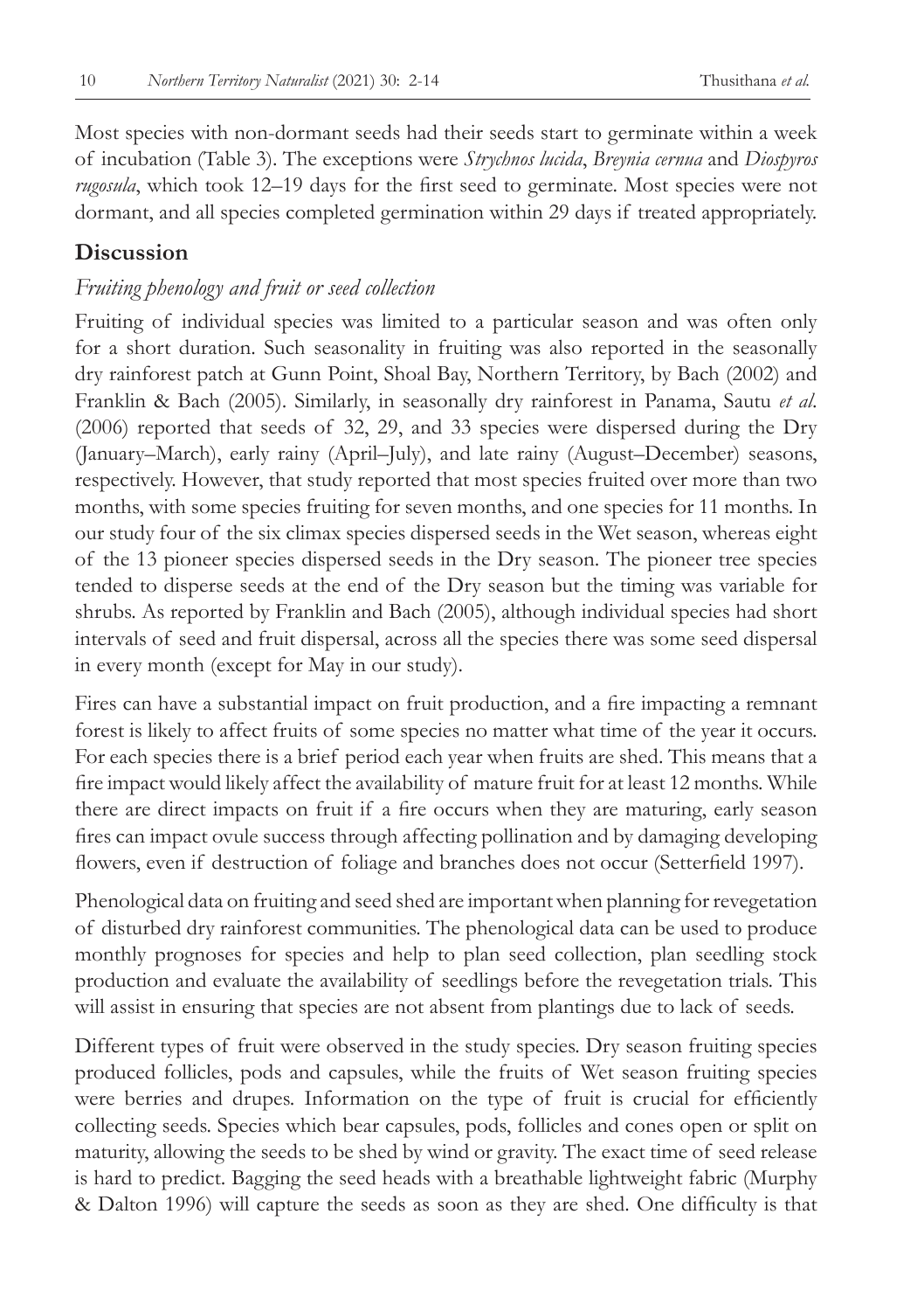Most species with non-dormant seeds had their seeds start to germinate within a week of incubation (Table 3). The exceptions were *Strychnos lucida*, *Breynia cernua* and *Diospyros rugosula*, which took 12–19 days for the first seed to germinate. Most species were not dormant, and all species completed germination within 29 days if treated appropriately.

## Discussion

### *Fruiting phenology and fruit or seed collection*

Fruiting of individual species was limited to a particular season and was often only for a short duration. Such seasonality in fruiting was also reported in the seasonally dry rainforest patch at Gunn Point, Shoal Bay, Northern Territory, by Bach (2002) and Franklin & Bach (2005). Similarly, in seasonally dry rainforest in Panama, Sautu *et al*. (2006) reported that seeds of 32, 29, and 33 species were dispersed during the Dry (January–March), early rainy (April–July), and late rainy (August–December) seasons, respectively. However, that study reported that most species fruited over more than two months, with some species fruiting for seven months, and one species for 11 months. In our study four of the six climax species dispersed seeds in the Wet season, whereas eight of the 13 pioneer species dispersed seeds in the Dry season. The pioneer tree species tended to disperse seeds at the end of the Dry season but the timing was variable for shrubs. As reported by Franklin and Bach (2005), although individual species had short intervals of seed and fruit dispersal, across all the species there was some seed dispersal in every month (except for May in our study).

Fires can have a substantial impact on fruit production, and a fire impacting a remnant forest is likely to affect fruits of some species no matter what time of the year it occurs. For each species there is a brief period each year when fruits are shed. This means that a fire impact would likely affect the availability of mature fruit for at least 12 months. While there are direct impacts on fruit if a fire occurs when they are maturing, early season fires can impact ovule success through affecting pollination and by damaging developing flowers, even if destruction of foliage and branches does not occur (Setterfield 1997).

Phenological data on fruiting and seed shed are important when planning for revegetation of disturbed dry rainforest communities. The phenological data can be used to produce monthly prognoses for species and help to plan seed collection, plan seedling stock production and evaluate the availability of seedlings before the revegetation trials. This will assist in ensuring that species are not absent from plantings due to lack of seeds.

Different types of fruit were observed in the study species. Dry season fruiting species produced follicles, pods and capsules, while the fruits of Wet season fruiting species were berries and drupes. Information on the type of fruit is crucial for efficiently collecting seeds. Species which bear capsules, pods, follicles and cones open or split on maturity, allowing the seeds to be shed by wind or gravity. The exact time of seed release is hard to predict. Bagging the seed heads with a breathable lightweight fabric (Murphy & Dalton 1996) will capture the seeds as soon as they are shed. One difficulty is that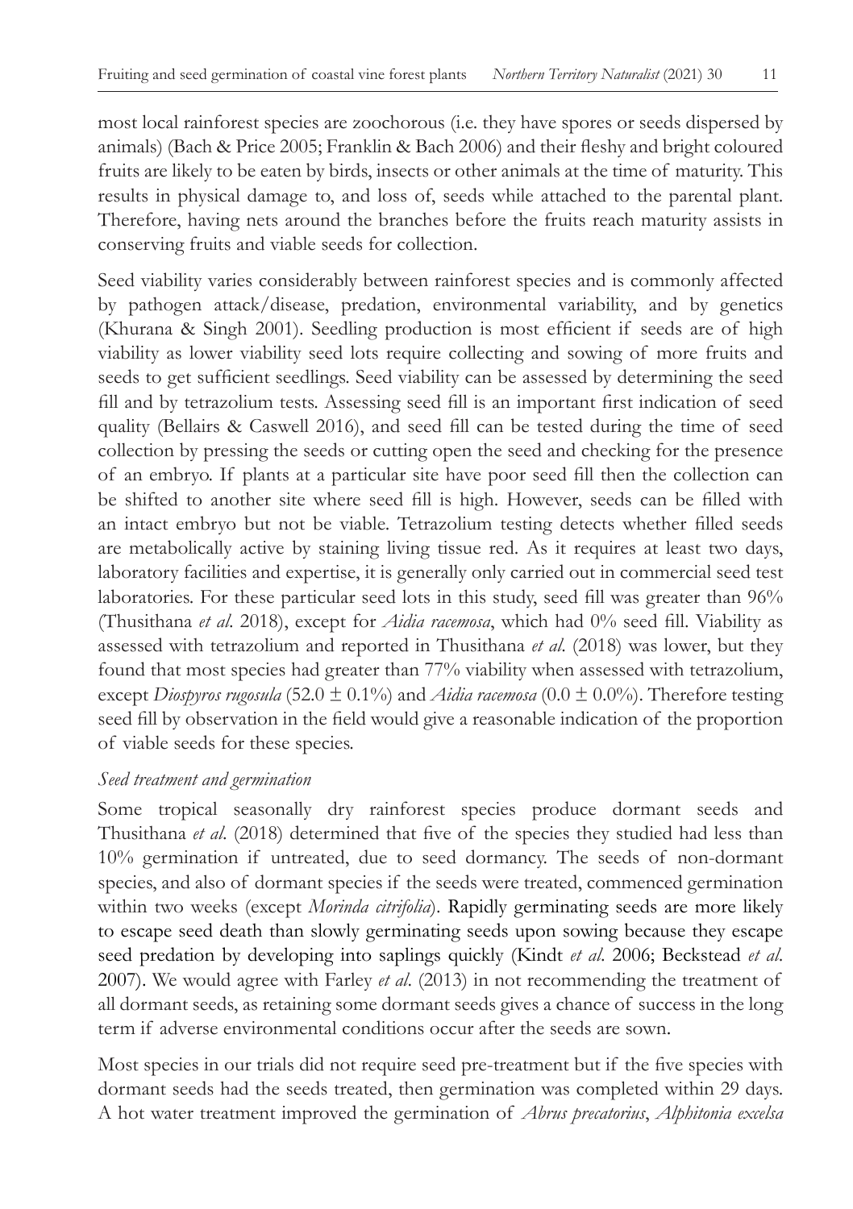most local rainforest species are zoochorous (i.e. they have spores or seeds dispersed by animals) (Bach & Price 2005; Franklin & Bach 2006) and their fleshy and bright coloured fruits are likely to be eaten by birds, insects or other animals at the time of maturity. This results in physical damage to, and loss of, seeds while attached to the parental plant. Therefore, having nets around the branches before the fruits reach maturity assists in conserving fruits and viable seeds for collection.

Seed viability varies considerably between rainforest species and is commonly affected by pathogen attack/disease, predation, environmental variability, and by genetics (Khurana & Singh 2001). Seedling production is most efficient if seeds are of high viability as lower viability seed lots require collecting and sowing of more fruits and seeds to get sufficient seedlings. Seed viability can be assessed by determining the seed fill and by tetrazolium tests. Assessing seed fill is an important first indication of seed quality (Bellairs & Caswell 2016), and seed fill can be tested during the time of seed collection by pressing the seeds or cutting open the seed and checking for the presence of an embryo. If plants at a particular site have poor seed fill then the collection can be shifted to another site where seed fill is high. However, seeds can be filled with an intact embryo but not be viable. Tetrazolium testing detects whether filled seeds are metabolically active by staining living tissue red. As it requires at least two days, laboratory facilities and expertise, it is generally only carried out in commercial seed test laboratories. For these particular seed lots in this study, seed fill was greater than 96% (Thusithana *et al.* 2018), except for *Aidia racemosa*, which had 0% seed fill. Viability as assessed with tetrazolium and reported in Thusithana *et al.* (2018) was lower, but they found that most species had greater than 77% viability when assessed with tetrazolium, except *Diospyros rugosula* ($52.0 \pm 0.1$%) and *Aidia racemosa* ($0.0 \pm 0.0$%). Therefore testing seed fill by observation in the field would give a reasonable indication of the proportion of viable seeds for these species.

### *Seed treatment and germination*

Some tropical seasonally dry rainforest species produce dormant seeds and Thusithana *et al.* (2018) determined that five of the species they studied had less than 10% germination if untreated, due to seed dormancy. The seeds of non-dormant species, and also of dormant species if the seeds were treated, commenced germination within two weeks (except *Morinda citrifolia*). Rapidly germinating seeds are more likely to escape seed death than slowly germinating seeds upon sowing because they escape seed predation by developing into saplings quickly (Kindt *et al.* 2006; Beckstead *et al.* 2007). We would agree with Farley *et al.* (2013) in not recommending the treatment of all dormant seeds, as retaining some dormant seeds gives a chance of success in the long term if adverse environmental conditions occur after the seeds are sown.

Most species in our trials did not require seed pre-treatment but if the five species with dormant seeds had the seeds treated, then germination was completed within 29 days. A hot water treatment improved the germination of *Abrus precatorius*, *Alphitonia excelsa*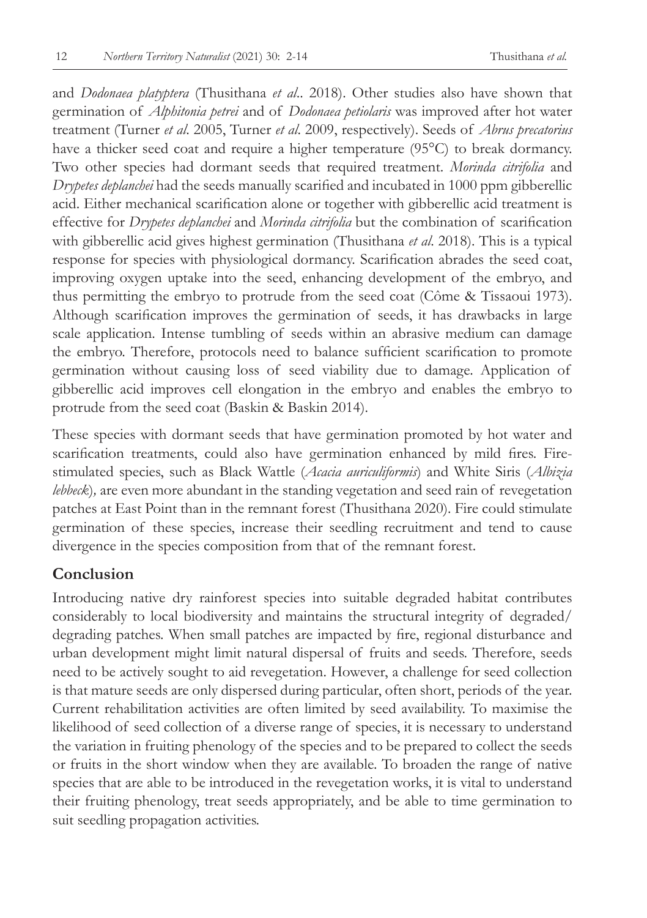and *Dodonaea platyptera* (Thusithana *et al*.. 2018). Other studies also have shown that germination of *Alphitonia petrei* and of *Dodonaea petiolaris* was improved after hot water treatment (Turner *et al*. 2005, Turner *et al*. 2009, respectively). Seeds of *Abrus precatorius* have a thicker seed coat and require a higher temperature (95°C) to break dormancy. Two other species had dormant seeds that required treatment. *Morinda citrifolia* and *Drypetes deplanchei* had the seeds manually scarified and incubated in 1000 ppm gibberellic acid. Either mechanical scarification alone or together with gibberellic acid treatment is effective for *Drypetes deplanchei* and *Morinda citrifolia* but the combination of scarification with gibberellic acid gives highest germination (Thusithana *et al*. 2018). This is a typical response for species with physiological dormancy. Scarification abrades the seed coat, improving oxygen uptake into the seed, enhancing development of the embryo, and thus permitting the embryo to protrude from the seed coat (Côme & Tissaoui 1973). Although scarification improves the germination of seeds, it has drawbacks in large scale application. Intense tumbling of seeds within an abrasive medium can damage the embryo. Therefore, protocols need to balance sufficient scarification to promote germination without causing loss of seed viability due to damage. Application of gibberellic acid improves cell elongation in the embryo and enables the embryo to protrude from the seed coat (Baskin & Baskin 2014).

These species with dormant seeds that have germination promoted by hot water and scarification treatments, could also have germination enhanced by mild fires. Fire-stimulated species, such as Black Wattle (*Acacia auriculiformis*) and White Siris (*Albizia lebbeck*)*,* are even more abundant in the standing vegetation and seed rain of revegetation patches at East Point than in the remnant forest (Thusithana 2020). Fire could stimulate germination of these species, increase their seedling recruitment and tend to cause divergence in the species composition from that of the remnant forest.

## Conclusion

Introducing native dry rainforest species into suitable degraded habitat contributes considerably to local biodiversity and maintains the structural integrity of degraded/ degrading patches. When small patches are impacted by fire, regional disturbance and urban development might limit natural dispersal of fruits and seeds. Therefore, seeds need to be actively sought to aid revegetation. However, a challenge for seed collection is that mature seeds are only dispersed during particular, often short, periods of the year. Current rehabilitation activities are often limited by seed availability. To maximise the likelihood of seed collection of a diverse range of species, it is necessary to understand the variation in fruiting phenology of the species and to be prepared to collect the seeds or fruits in the short window when they are available. To broaden the range of native species that are able to be introduced in the revegetation works, it is vital to understand their fruiting phenology, treat seeds appropriately, and be able to time germination to suit seedling propagation activities.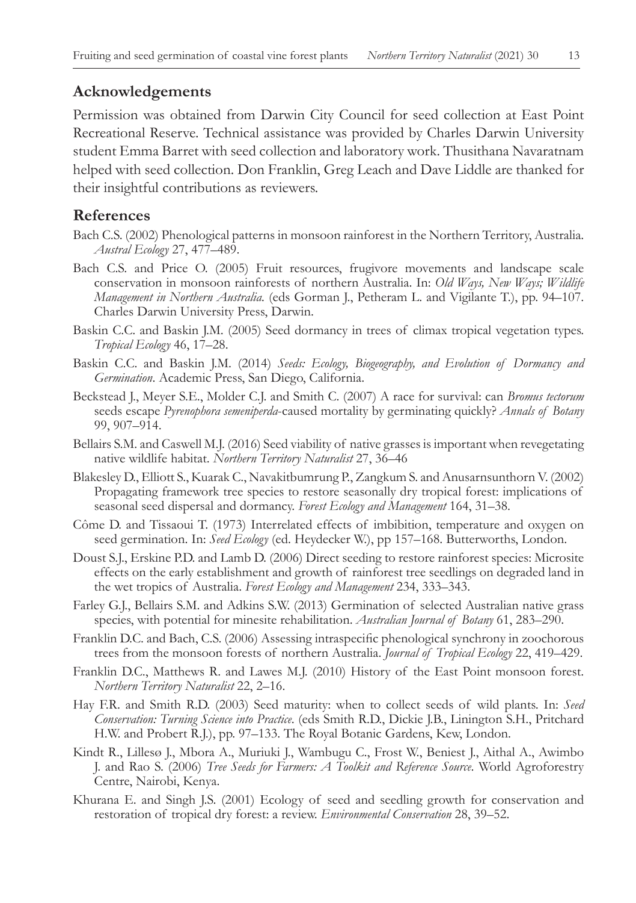## Acknowledgements

Permission was obtained from Darwin City Council for seed collection at East Point Recreational Reserve. Technical assistance was provided by Charles Darwin University student Emma Barret with seed collection and laboratory work. Thusithana Navaratnam helped with seed collection. Don Franklin, Greg Leach and Dave Liddle are thanked for their insightful contributions as reviewers.

## References

Bach C.S. (2002) Phenological patterns in monsoon rainforest in the Northern Territory, Australia. *Austral Ecology* 27, 477–489.

Bach C.S. and Price O. (2005) Fruit resources, frugivore movements and landscape scale conservation in monsoon rainforests of northern Australia. In: *Old Ways, New Ways; Wildlife Management in Northern Australia.* (eds Gorman J., Petheram L. and Vigilante T.), pp. 94–107. Charles Darwin University Press, Darwin.

Baskin C.C. and Baskin J.M. (2005) Seed dormancy in trees of climax tropical vegetation types. *Tropical Ecology* 46, 17–28.

Baskin C.C. and Baskin J.M. (2014) *Seeds: Ecology, Biogeography, and Evolution of Dormancy and Germination*. Academic Press, San Diego, California.

Beckstead J., Meyer S.E., Molder C.J. and Smith C. (2007) A race for survival: can *Bromus tectorum* seeds escape *Pyrenophora semeniperda*-caused mortality by germinating quickly? *Annals of Botany* 99, 907–914.

Bellairs S.M. and Caswell M.J. (2016) Seed viability of native grasses is important when revegetating native wildlife habitat. *Northern Territory Naturalist* 27, 36–46

Blakesley D., Elliott S., Kuarak C., Navakitbumrung P., Zangkum S. and Anusarnsunthorn V. (2002) Propagating framework tree species to restore seasonally dry tropical forest: implications of seasonal seed dispersal and dormancy. *Forest Ecology and Management* 164, 31–38.

Côme D. and Tissaoui T. (1973) Interrelated effects of imbibition, temperature and oxygen on seed germination. In: *Seed Ecology* (ed. Heydecker W.), pp 157–168. Butterworths, London.

Doust S.J., Erskine P.D. and Lamb D. (2006) Direct seeding to restore rainforest species: Microsite effects on the early establishment and growth of rainforest tree seedlings on degraded land in the wet tropics of Australia. *Forest Ecology and Management* 234, 333–343.

Farley G.J., Bellairs S.M. and Adkins S.W. (2013) Germination of selected Australian native grass species, with potential for minesite rehabilitation. *Australian Journal of Botany* 61, 283–290.

Franklin D.C. and Bach, C.S. (2006) Assessing intraspecific phenological synchrony in zoochorous trees from the monsoon forests of northern Australia. *Journal of Tropical Ecology* 22, 419–429.

Franklin D.C., Matthews R. and Lawes M.J. (2010) History of the East Point monsoon forest. *Northern Territory Naturalist* 22, 2–16.

Hay F.R. and Smith R.D. (2003) Seed maturity: when to collect seeds of wild plants. In: *Seed Conservation: Turning Science into Practice.* (eds Smith R.D., Dickie J.B., Linington S.H., Pritchard H.W. and Probert R.J.), pp. 97–133. The Royal Botanic Gardens, Kew, London.

Kindt R., Lillesø J., Mbora A., Muriuki J., Wambugu C., Frost W., Beniest J., Aithal A., Awimbo J. and Rao S. (2006) *Tree Seeds for Farmers: A Toolkit and Reference Source.* World Agroforestry Centre, Nairobi, Kenya.

Khurana E. and Singh J.S. (2001) Ecology of seed and seedling growth for conservation and restoration of tropical dry forest: a review. *Environmental Conservation* 28, 39–52.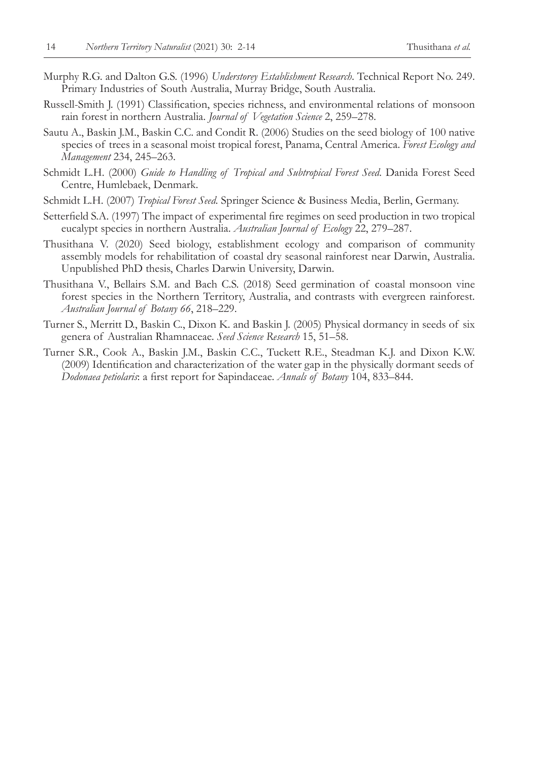Murphy R.G. and Dalton G.S. (1996) *Understorey Establishment Research*. Technical Report No. 249. Primary Industries of South Australia, Murray Bridge, South Australia.

Russell-Smith J. (1991) Classification, species richness, and environmental relations of monsoon rain forest in northern Australia. *Journal of Vegetation Science* 2, 259–278.

Sautu A., Baskin J.M., Baskin C.C. and Condit R. (2006) Studies on the seed biology of 100 native species of trees in a seasonal moist tropical forest, Panama, Central America. *Forest Ecology and Management* 234, 245–263.

Schmidt L.H. (2000) *Guide to Handling of Tropical and Subtropical Forest Seed*. Danida Forest Seed Centre, Humlebaek, Denmark.

Schmidt L.H. (2007) *Tropical Forest Seed*. Springer Science & Business Media, Berlin, Germany.

Setterfield S.A. (1997) The impact of experimental fire regimes on seed production in two tropical eucalypt species in northern Australia. *Australian Journal of Ecology* 22, 279–287.

Thusithana V. (2020) Seed biology, establishment ecology and comparison of community assembly models for rehabilitation of coastal dry seasonal rainforest near Darwin, Australia. Unpublished PhD thesis, Charles Darwin University, Darwin.

Thusithana V., Bellairs S.M. and Bach C.S. (2018) Seed germination of coastal monsoon vine forest species in the Northern Territory, Australia, and contrasts with evergreen rainforest. *Australian Journal of Botany 66*, 218–229.

Turner S., Merritt D., Baskin C., Dixon K. and Baskin J. (2005) Physical dormancy in seeds of six genera of Australian Rhamnaceae. *Seed Science Research* 15, 51–58.

Turner S.R., Cook A., Baskin J.M., Baskin C.C., Tuckett R.E., Steadman K.J. and Dixon K.W. (2009) Identification and characterization of the water gap in the physically dormant seeds of *Dodonaea petiolaris*: a first report for Sapindaceae. *Annals of Botany* 104, 833–844.